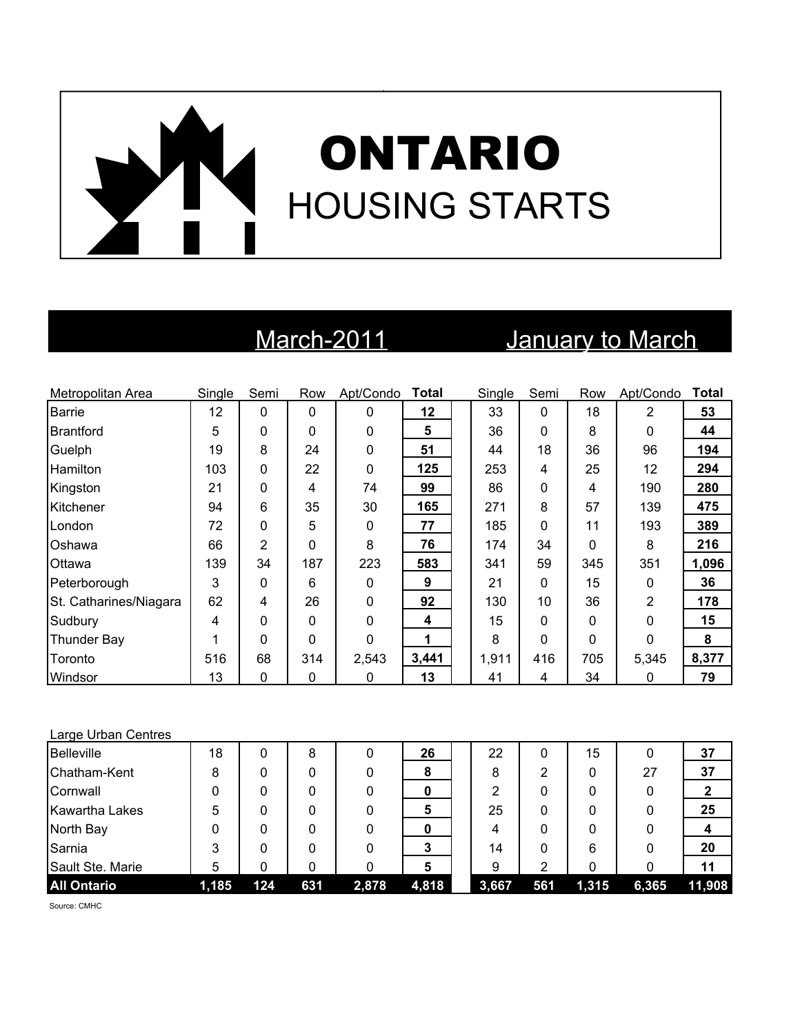# ONTARIO
## HOUSING STARTS

| | March-2011 | | | | | January to March | | | | |
|---|---|---|---|---|---|---|---|---|---|---|
| Metropolitan Area | Single | Semi | Row | Apt/Condo | **Total** | Single | Semi | Row | Apt/Condo | **Total** |
| Barrie | 12 | 0 | 0 | 0 | **12** | 33 | 0 | 18 | 2 | **53** |
| Brantford | 5 | 0 | 0 | 0 | **5** | 36 | 0 | 8 | 0 | **44** |
| Guelph | 19 | 8 | 24 | 0 | **51** | 44 | 18 | 36 | 96 | **194** |
| Hamilton | 103 | 0 | 22 | 0 | **125** | 253 | 4 | 25 | 12 | **294** |
| Kingston | 21 | 0 | 4 | 74 | **99** | 86 | 0 | 4 | 190 | **280** |
| Kitchener | 94 | 6 | 35 | 30 | **165** | 271 | 8 | 57 | 139 | **475** |
| London | 72 | 0 | 5 | 0 | **77** | 185 | 0 | 11 | 193 | **389** |
| Oshawa | 66 | 2 | 0 | 8 | **76** | 174 | 34 | 0 | 8 | **216** |
| Ottawa | 139 | 34 | 187 | 223 | **583** | 341 | 59 | 345 | 351 | **1,096** |
| Peterborough | 3 | 0 | 6 | 0 | **9** | 21 | 0 | 15 | 0 | **36** |
| St. Catharines/Niagara | 62 | 4 | 26 | 0 | **92** | 130 | 10 | 36 | 2 | **178** |
| Sudbury | 4 | 0 | 0 | 0 | **4** | 15 | 0 | 0 | 0 | **15** |
| Thunder Bay | 1 | 0 | 0 | 0 | **1** | 8 | 0 | 0 | 0 | **8** |
| Toronto | 516 | 68 | 314 | 2,543 | **3,441** | 1,911 | 416 | 705 | 5,345 | **8,377** |
| Windsor | 13 | 0 | 0 | 0 | **13** | 41 | 4 | 34 | 0 | **79** |
| Large Urban Centres | | | | | | | | | | |
| Belleville | 18 | 0 | 8 | 0 | **26** | 22 | 0 | 15 | 0 | **37** |
| Chatham-Kent | 8 | 0 | 0 | 0 | **8** | 8 | 2 | 0 | 27 | **37** |
| Cornwall | 0 | 0 | 0 | 0 | **0** | 2 | 0 | 0 | 0 | **2** |
| Kawartha Lakes | 5 | 0 | 0 | 0 | **5** | 25 | 0 | 0 | 0 | **25** |
| North Bay | 0 | 0 | 0 | 0 | **0** | 4 | 0 | 0 | 0 | **4** |
| Sarnia | 3 | 0 | 0 | 0 | **3** | 14 | 0 | 6 | 0 | **20** |
| Sault Ste. Marie | 5 | 0 | 0 | 0 | **5** | 9 | 2 | 0 | 0 | **11** |
| **All Ontario** | **1,185** | **124** | **631** | **2,878** | **4,818** | **3,667** | **561** | **1,315** | **6,365** | **11,908** |

Source: CMHC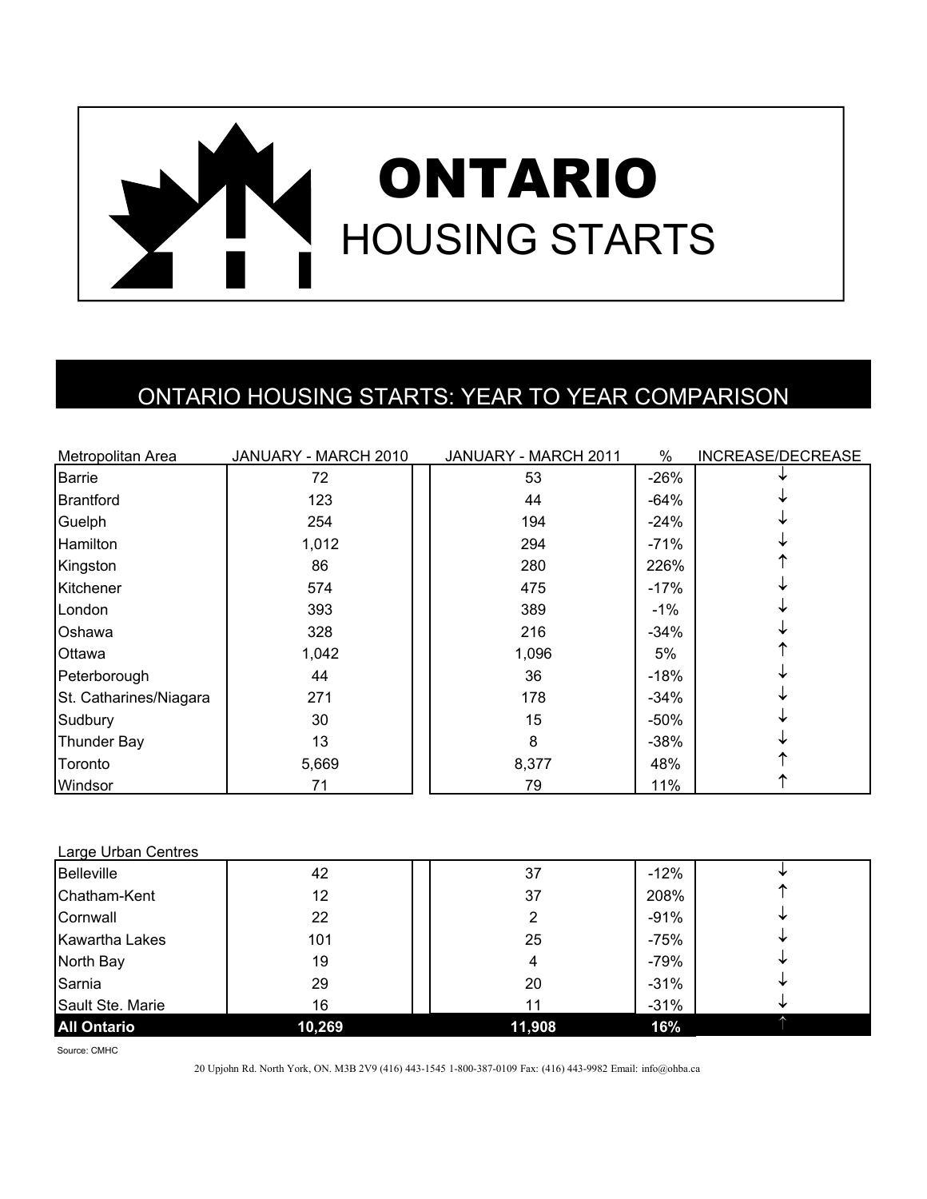# ONTARIO
## HOUSING STARTS

## ONTARIO HOUSING STARTS: YEAR TO YEAR COMPARISON

| Metropolitan Area | JANUARY - MARCH 2010 | JANUARY - MARCH 2011 | % | INCREASE/DECREASE |
|---|---|---|---|---|
| Barrie | 72 | 53 | -26% | ↓ |
| Brantford | 123 | 44 | -64% | ↓ |
| Guelph | 254 | 194 | -24% | ↓ |
| Hamilton | 1,012 | 294 | -71% | ↓ |
| Kingston | 86 | 280 | 226% | ↑ |
| Kitchener | 574 | 475 | -17% | ↓ |
| London | 393 | 389 | -1% | ↓ |
| Oshawa | 328 | 216 | -34% | ↓ |
| Ottawa | 1,042 | 1,096 | 5% | ↑ |
| Peterborough | 44 | 36 | -18% | ↓ |
| St. Catharines/Niagara | 271 | 178 | -34% | ↓ |
| Sudbury | 30 | 15 | -50% | ↓ |
| Thunder Bay | 13 | 8 | -38% | ↓ |
| Toronto | 5,669 | 8,377 | 48% | ↑ |
| Windsor | 71 | 79 | 11% | ↑ |
| **Large Urban Centres** | | | | |
| Belleville | 42 | 37 | -12% | ↓ |
| Chatham-Kent | 12 | 37 | 208% | ↑ |
| Cornwall | 22 | 2 | -91% | ↓ |
| Kawartha Lakes | 101 | 25 | -75% | ↓ |
| North Bay | 19 | 4 | -79% | ↓ |
| Sarnia | 29 | 20 | -31% | ↓ |
| Sault Ste. Marie | 16 | 11 | -31% | ↓ |
| **All Ontario** | **10,269** | **11,908** | **16%** | ↑ |

Source: CMHC

20 Upjohn Rd. North York, ON. M3B 2V9 (416) 443-1545 1-800-387-0109 Fax: (416) 443-9982 Email: info@ohba.ca